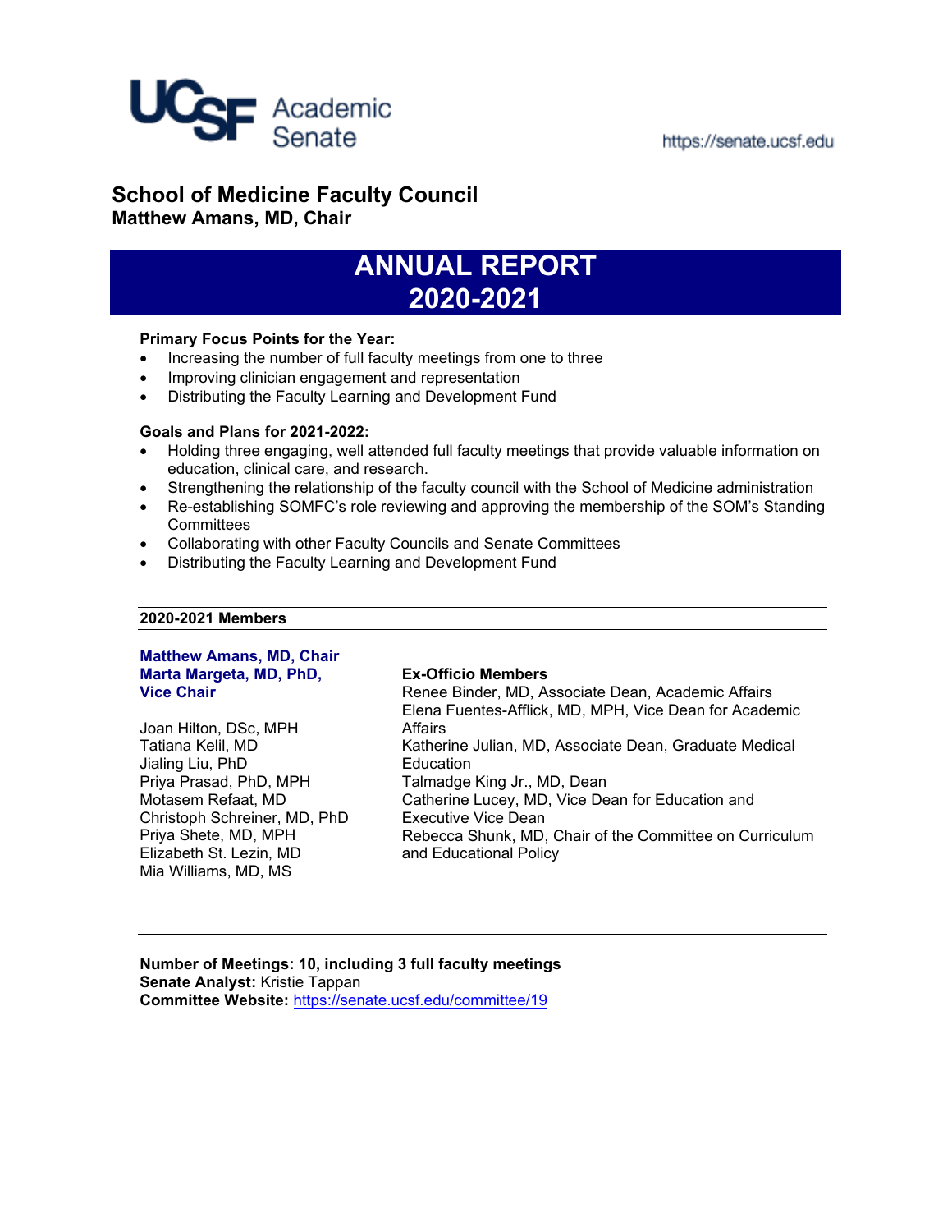UCSF Academic Senate

https://senate.ucsf.edu

# School of Medicine Faculty Council

**Matthew Amans, MD, Chair**

# ANNUAL REPORT 2020-2021

**Primary Focus Points for the Year:**

- Increasing the number of full faculty meetings from one to three
- Improving clinician engagement and representation
- Distributing the Faculty Learning and Development Fund

**Goals and Plans for 2021-2022:**

- Holding three engaging, well attended full faculty meetings that provide valuable information on education, clinical care, and research.
- Strengthening the relationship of the faculty council with the School of Medicine administration
- Re-establishing SOMFC's role reviewing and approving the membership of the SOM's Standing Committees
- Collaborating with other Faculty Councils and Senate Committees
- Distributing the Faculty Learning and Development Fund

**2020-2021 Members**

**Matthew Amans, MD, Chair**
**Marta Margeta, MD, PhD, Vice Chair**

Joan Hilton, DSc, MPH
Tatiana Kelil, MD
Jialing Liu, PhD
Priya Prasad, PhD, MPH
Motasem Refaat, MD
Christoph Schreiner, MD, PhD
Priya Shete, MD, MPH
Elizabeth St. Lezin, MD
Mia Williams, MD, MS

**Ex-Officio Members**

Renee Binder, MD, Associate Dean, Academic Affairs
Elena Fuentes-Afflick, MD, MPH, Vice Dean for Academic Affairs
Katherine Julian, MD, Associate Dean, Graduate Medical Education
Talmadge King Jr., MD, Dean
Catherine Lucey, MD, Vice Dean for Education and Executive Vice Dean
Rebecca Shunk, MD, Chair of the Committee on Curriculum and Educational Policy

**Number of Meetings: 10, including 3 full faculty meetings**
**Senate Analyst:** Kristie Tappan
**Committee Website:** https://senate.ucsf.edu/committee/19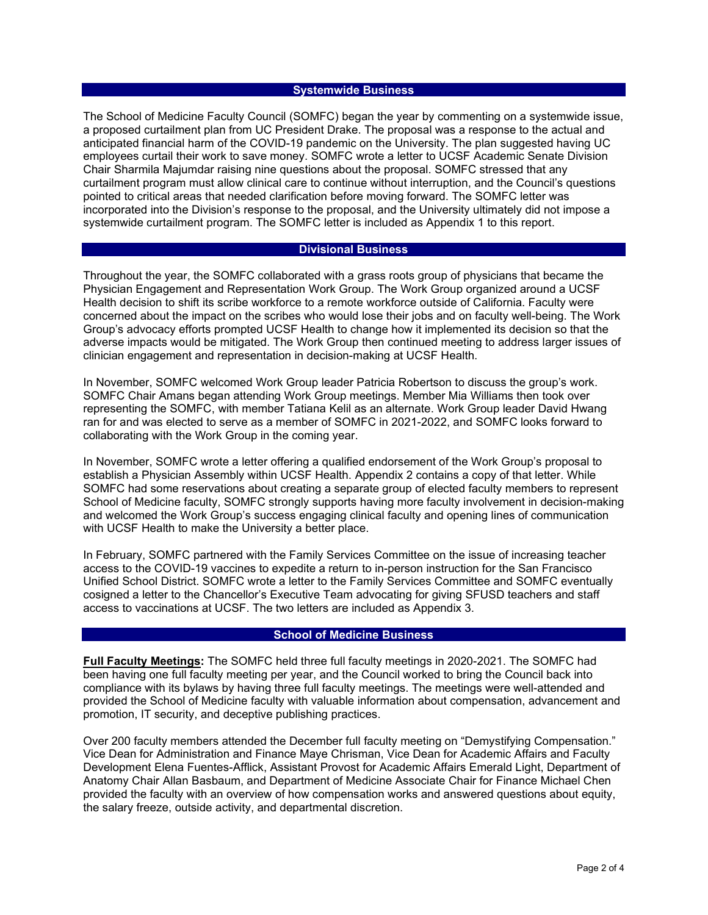## Systemwide Business

The School of Medicine Faculty Council (SOMFC) began the year by commenting on a systemwide issue, a proposed curtailment plan from UC President Drake. The proposal was a response to the actual and anticipated financial harm of the COVID-19 pandemic on the University. The plan suggested having UC employees curtail their work to save money. SOMFC wrote a letter to UCSF Academic Senate Division Chair Sharmila Majumdar raising nine questions about the proposal. SOMFC stressed that any curtailment program must allow clinical care to continue without interruption, and the Council's questions pointed to critical areas that needed clarification before moving forward. The SOMFC letter was incorporated into the Division's response to the proposal, and the University ultimately did not impose a systemwide curtailment program. The SOMFC letter is included as Appendix 1 to this report.

## Divisional Business

Throughout the year, the SOMFC collaborated with a grass roots group of physicians that became the Physician Engagement and Representation Work Group. The Work Group organized around a UCSF Health decision to shift its scribe workforce to a remote workforce outside of California. Faculty were concerned about the impact on the scribes who would lose their jobs and on faculty well-being. The Work Group's advocacy efforts prompted UCSF Health to change how it implemented its decision so that the adverse impacts would be mitigated. The Work Group then continued meeting to address larger issues of clinician engagement and representation in decision-making at UCSF Health.

In November, SOMFC welcomed Work Group leader Patricia Robertson to discuss the group's work. SOMFC Chair Amans began attending Work Group meetings. Member Mia Williams then took over representing the SOMFC, with member Tatiana Kelil as an alternate. Work Group leader David Hwang ran for and was elected to serve as a member of SOMFC in 2021-2022, and SOMFC looks forward to collaborating with the Work Group in the coming year.

In November, SOMFC wrote a letter offering a qualified endorsement of the Work Group's proposal to establish a Physician Assembly within UCSF Health. Appendix 2 contains a copy of that letter. While SOMFC had some reservations about creating a separate group of elected faculty members to represent School of Medicine faculty, SOMFC strongly supports having more faculty involvement in decision-making and welcomed the Work Group's success engaging clinical faculty and opening lines of communication with UCSF Health to make the University a better place.

In February, SOMFC partnered with the Family Services Committee on the issue of increasing teacher access to the COVID-19 vaccines to expedite a return to in-person instruction for the San Francisco Unified School District. SOMFC wrote a letter to the Family Services Committee and SOMFC eventually cosigned a letter to the Chancellor's Executive Team advocating for giving SFUSD teachers and staff access to vaccinations at UCSF. The two letters are included as Appendix 3.

## School of Medicine Business

**Full Faculty Meetings:** The SOMFC held three full faculty meetings in 2020-2021. The SOMFC had been having one full faculty meeting per year, and the Council worked to bring the Council back into compliance with its bylaws by having three full faculty meetings. The meetings were well-attended and provided the School of Medicine faculty with valuable information about compensation, advancement and promotion, IT security, and deceptive publishing practices.

Over 200 faculty members attended the December full faculty meeting on "Demystifying Compensation." Vice Dean for Administration and Finance Maye Chrisman, Vice Dean for Academic Affairs and Faculty Development Elena Fuentes-Afflick, Assistant Provost for Academic Affairs Emerald Light, Department of Anatomy Chair Allan Basbaum, and Department of Medicine Associate Chair for Finance Michael Chen provided the faculty with an overview of how compensation works and answered questions about equity, the salary freeze, outside activity, and departmental discretion.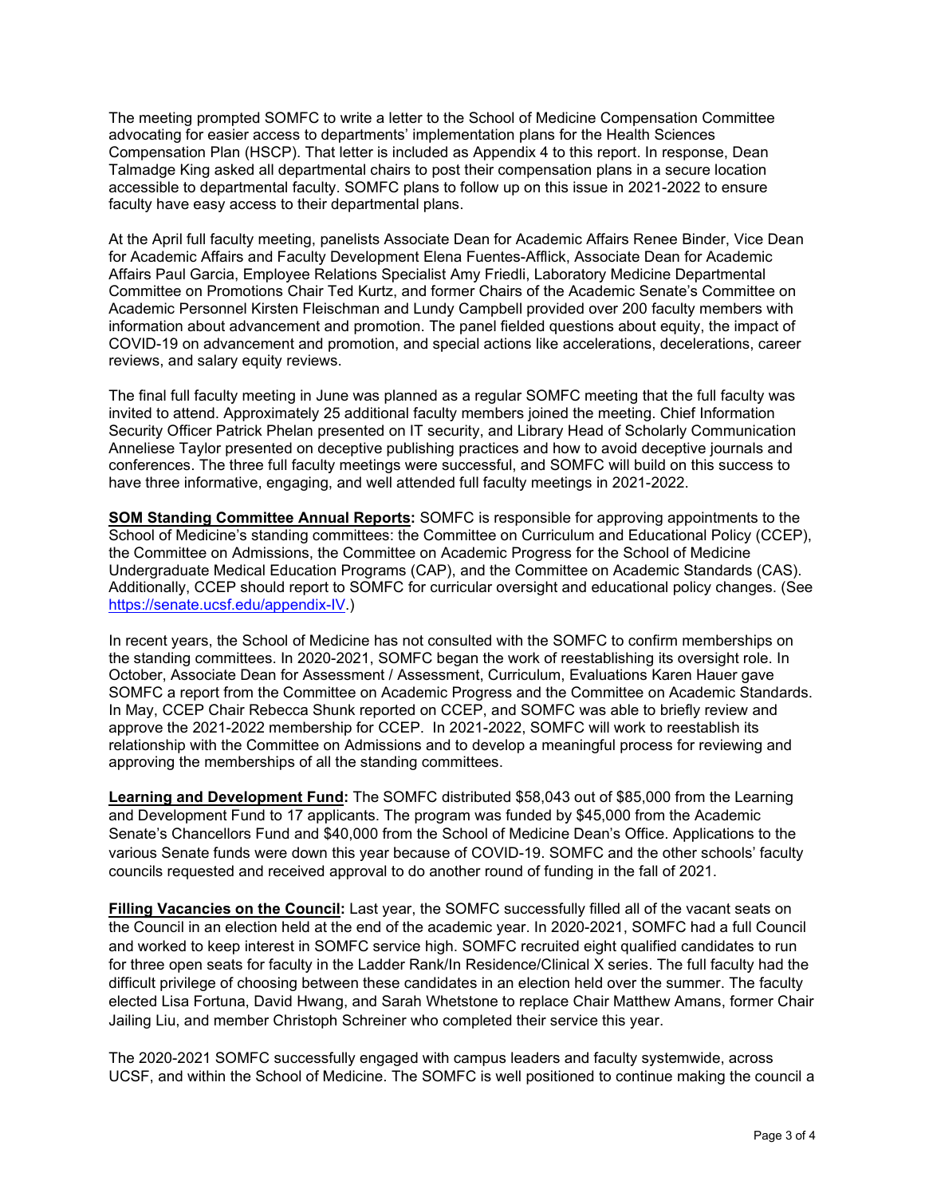The meeting prompted SOMFC to write a letter to the School of Medicine Compensation Committee advocating for easier access to departments' implementation plans for the Health Sciences Compensation Plan (HSCP). That letter is included as Appendix 4 to this report. In response, Dean Talmadge King asked all departmental chairs to post their compensation plans in a secure location accessible to departmental faculty. SOMFC plans to follow up on this issue in 2021-2022 to ensure faculty have easy access to their departmental plans.

At the April full faculty meeting, panelists Associate Dean for Academic Affairs Renee Binder, Vice Dean for Academic Affairs and Faculty Development Elena Fuentes-Afflick, Associate Dean for Academic Affairs Paul Garcia, Employee Relations Specialist Amy Friedli, Laboratory Medicine Departmental Committee on Promotions Chair Ted Kurtz, and former Chairs of the Academic Senate's Committee on Academic Personnel Kirsten Fleischman and Lundy Campbell provided over 200 faculty members with information about advancement and promotion. The panel fielded questions about equity, the impact of COVID-19 on advancement and promotion, and special actions like accelerations, decelerations, career reviews, and salary equity reviews.

The final full faculty meeting in June was planned as a regular SOMFC meeting that the full faculty was invited to attend. Approximately 25 additional faculty members joined the meeting. Chief Information Security Officer Patrick Phelan presented on IT security, and Library Head of Scholarly Communication Anneliese Taylor presented on deceptive publishing practices and how to avoid deceptive journals and conferences. The three full faculty meetings were successful, and SOMFC will build on this success to have three informative, engaging, and well attended full faculty meetings in 2021-2022.

**SOM Standing Committee Annual Reports:** SOMFC is responsible for approving appointments to the School of Medicine's standing committees: the Committee on Curriculum and Educational Policy (CCEP), the Committee on Admissions, the Committee on Academic Progress for the School of Medicine Undergraduate Medical Education Programs (CAP), and the Committee on Academic Standards (CAS). Additionally, CCEP should report to SOMFC for curricular oversight and educational policy changes. (See https://senate.ucsf.edu/appendix-IV.)

In recent years, the School of Medicine has not consulted with the SOMFC to confirm memberships on the standing committees. In 2020-2021, SOMFC began the work of reestablishing its oversight role. In October, Associate Dean for Assessment / Assessment, Curriculum, Evaluations Karen Hauer gave SOMFC a report from the Committee on Academic Progress and the Committee on Academic Standards. In May, CCEP Chair Rebecca Shunk reported on CCEP, and SOMFC was able to briefly review and approve the 2021-2022 membership for CCEP. In 2021-2022, SOMFC will work to reestablish its relationship with the Committee on Admissions and to develop a meaningful process for reviewing and approving the memberships of all the standing committees.

**Learning and Development Fund:** The SOMFC distributed $58,043 out of $85,000 from the Learning and Development Fund to 17 applicants. The program was funded by $45,000 from the Academic Senate's Chancellors Fund and $40,000 from the School of Medicine Dean's Office. Applications to the various Senate funds were down this year because of COVID-19. SOMFC and the other schools' faculty councils requested and received approval to do another round of funding in the fall of 2021.

**Filling Vacancies on the Council:** Last year, the SOMFC successfully filled all of the vacant seats on the Council in an election held at the end of the academic year. In 2020-2021, SOMFC had a full Council and worked to keep interest in SOMFC service high. SOMFC recruited eight qualified candidates to run for three open seats for faculty in the Ladder Rank/In Residence/Clinical X series. The full faculty had the difficult privilege of choosing between these candidates in an election held over the summer. The faculty elected Lisa Fortuna, David Hwang, and Sarah Whetstone to replace Chair Matthew Amans, former Chair Jailing Liu, and member Christoph Schreiner who completed their service this year.

The 2020-2021 SOMFC successfully engaged with campus leaders and faculty systemwide, across UCSF, and within the School of Medicine. The SOMFC is well positioned to continue making the council a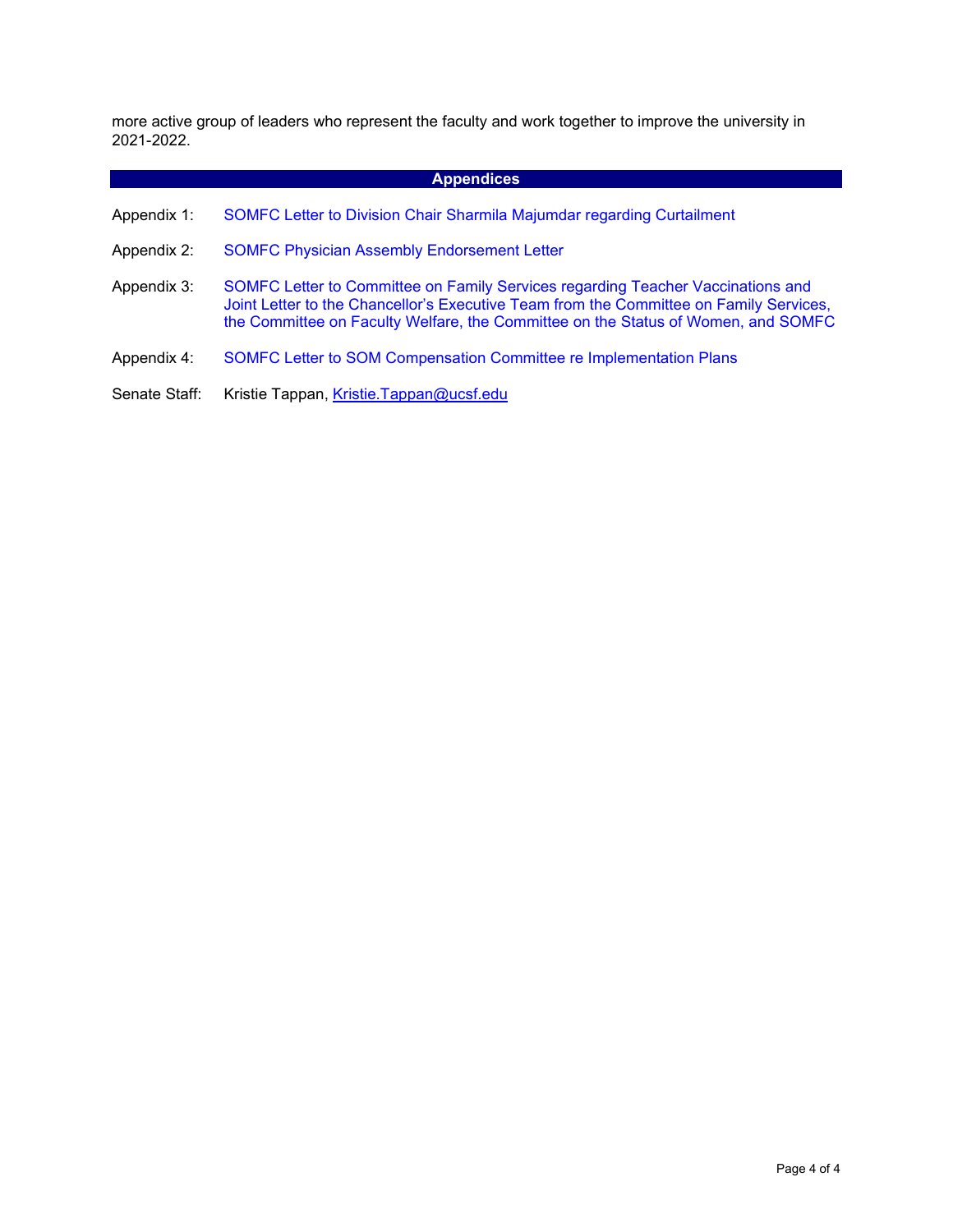more active group of leaders who represent the faculty and work together to improve the university in 2021-2022.

## Appendices

Appendix 1: SOMFC Letter to Division Chair Sharmila Majumdar regarding Curtailment

Appendix 2: SOMFC Physician Assembly Endorsement Letter

Appendix 3: SOMFC Letter to Committee on Family Services regarding Teacher Vaccinations and Joint Letter to the Chancellor's Executive Team from the Committee on Family Services, the Committee on Faculty Welfare, the Committee on the Status of Women, and SOMFC

Appendix 4: SOMFC Letter to SOM Compensation Committee re Implementation Plans

Senate Staff: Kristie Tappan, Kristie.Tappan@ucsf.edu